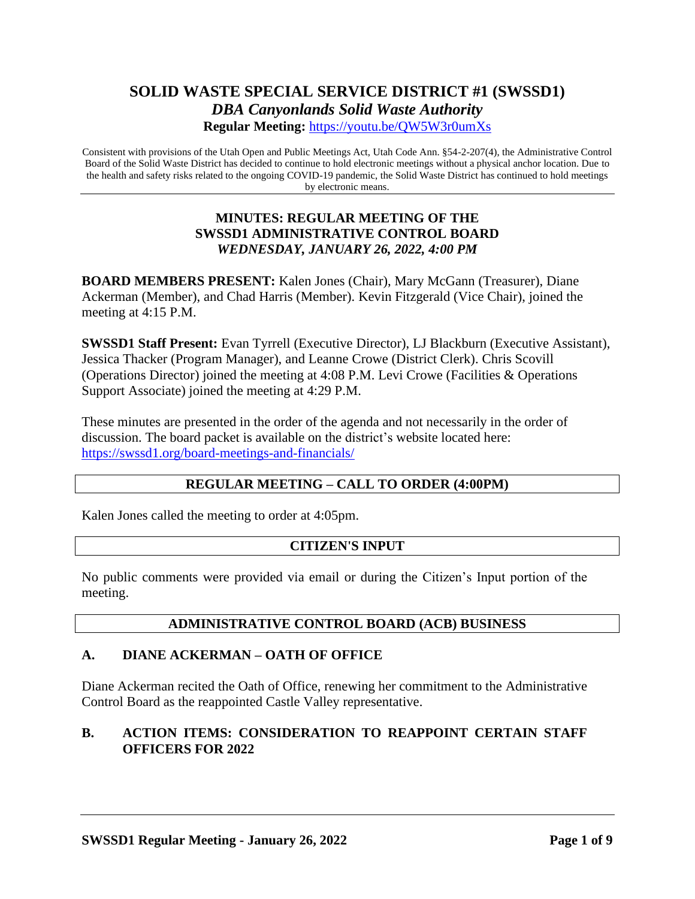# SOLID WASTE SPECIAL SERVICE DISTRICT #1 (SWSSD1)

## *DBA Canyonlands Solid Waste Authority*

**Regular Meeting:** https://youtu.be/QW5W3r0umXs

Consistent with provisions of the Utah Open and Public Meetings Act, Utah Code Ann. §54-2-207(4), the Administrative Control Board of the Solid Waste District has decided to continue to hold electronic meetings without a physical anchor location. Due to the health and safety risks related to the ongoing COVID-19 pandemic, the Solid Waste District has continued to hold meetings by electronic means.

---

### MINUTES: REGULAR MEETING OF THE SWSSD1 ADMINISTRATIVE CONTROL BOARD
### *WEDNESDAY, JANUARY 26, 2022, 4:00 PM*

**BOARD MEMBERS PRESENT:** Kalen Jones (Chair), Mary McGann (Treasurer), Diane Ackerman (Member), and Chad Harris (Member). Kevin Fitzgerald (Vice Chair), joined the meeting at 4:15 P.M.

**SWSSD1 Staff Present:** Evan Tyrrell (Executive Director), LJ Blackburn (Executive Assistant), Jessica Thacker (Program Manager), and Leanne Crowe (District Clerk). Chris Scovill (Operations Director) joined the meeting at 4:08 P.M. Levi Crowe (Facilities & Operations Support Associate) joined the meeting at 4:29 P.M.

These minutes are presented in the order of the agenda and not necessarily in the order of discussion. The board packet is available on the district's website located here: https://swssd1.org/board-meetings-and-financials/

## REGULAR MEETING – CALL TO ORDER (4:00PM)

Kalen Jones called the meeting to order at 4:05pm.

## CITIZEN'S INPUT

No public comments were provided via email or during the Citizen's Input portion of the meeting.

## ADMINISTRATIVE CONTROL BOARD (ACB) BUSINESS

### A. DIANE ACKERMAN – OATH OF OFFICE

Diane Ackerman recited the Oath of Office, renewing her commitment to the Administrative Control Board as the reappointed Castle Valley representative.

### B. ACTION ITEMS: CONSIDERATION TO REAPPOINT CERTAIN STAFF OFFICERS FOR 2022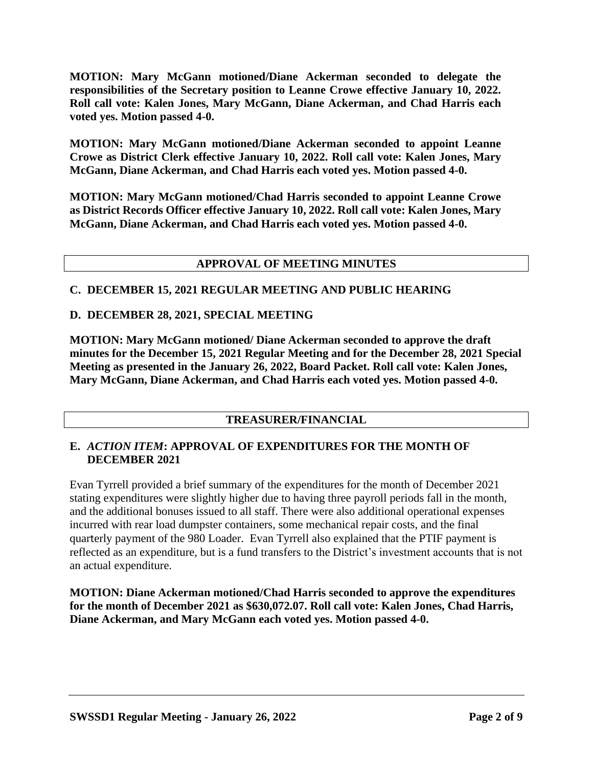**MOTION: Mary McGann motioned/Diane Ackerman seconded to delegate the responsibilities of the Secretary position to Leanne Crowe effective January 10, 2022. Roll call vote: Kalen Jones, Mary McGann, Diane Ackerman, and Chad Harris each voted yes. Motion passed 4-0.**

**MOTION: Mary McGann motioned/Diane Ackerman seconded to appoint Leanne Crowe as District Clerk effective January 10, 2022. Roll call vote: Kalen Jones, Mary McGann, Diane Ackerman, and Chad Harris each voted yes. Motion passed 4-0.**

**MOTION: Mary McGann motioned/Chad Harris seconded to appoint Leanne Crowe as District Records Officer effective January 10, 2022. Roll call vote: Kalen Jones, Mary McGann, Diane Ackerman, and Chad Harris each voted yes. Motion passed 4-0.**

## APPROVAL OF MEETING MINUTES

### C. DECEMBER 15, 2021 REGULAR MEETING AND PUBLIC HEARING

### D. DECEMBER 28, 2021, SPECIAL MEETING

**MOTION: Mary McGann motioned/ Diane Ackerman seconded to approve the draft minutes for the December 15, 2021 Regular Meeting and for the December 28, 2021 Special Meeting as presented in the January 26, 2022, Board Packet. Roll call vote: Kalen Jones, Mary McGann, Diane Ackerman, and Chad Harris each voted yes. Motion passed 4-0.**

## TREASURER/FINANCIAL

### E. *ACTION ITEM*: APPROVAL OF EXPENDITURES FOR THE MONTH OF DECEMBER 2021

Evan Tyrrell provided a brief summary of the expenditures for the month of December 2021 stating expenditures were slightly higher due to having three payroll periods fall in the month, and the additional bonuses issued to all staff. There were also additional operational expenses incurred with rear load dumpster containers, some mechanical repair costs, and the final quarterly payment of the 980 Loader. Evan Tyrrell also explained that the PTIF payment is reflected as an expenditure, but is a fund transfers to the District's investment accounts that is not an actual expenditure.

**MOTION: Diane Ackerman motioned/Chad Harris seconded to approve the expenditures for the month of December 2021 as $630,072.07. Roll call vote: Kalen Jones, Chad Harris, Diane Ackerman, and Mary McGann each voted yes. Motion passed 4-0.**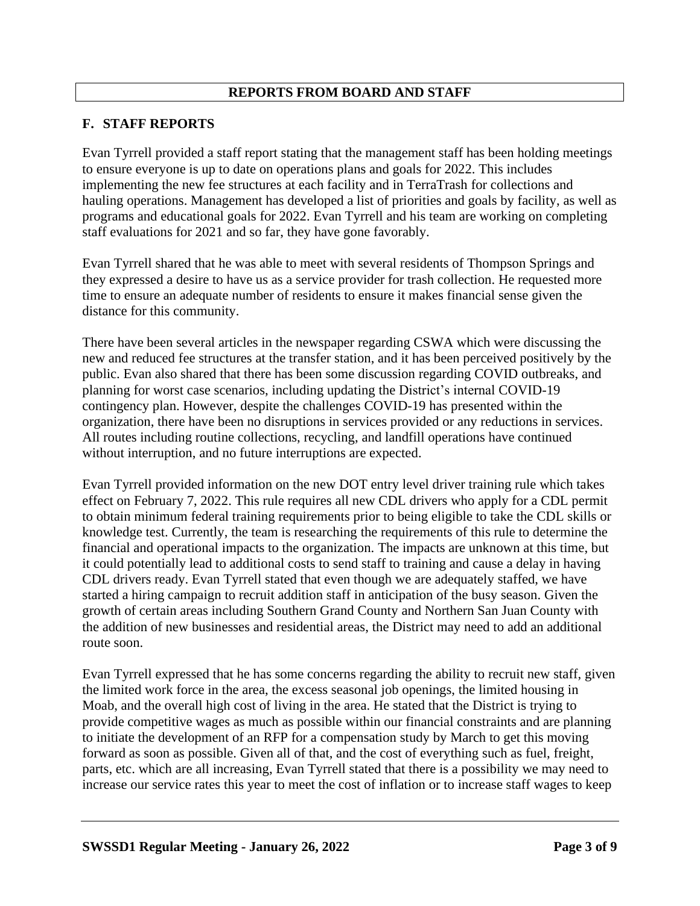## REPORTS FROM BOARD AND STAFF

### F. STAFF REPORTS

Evan Tyrrell provided a staff report stating that the management staff has been holding meetings to ensure everyone is up to date on operations plans and goals for 2022. This includes implementing the new fee structures at each facility and in TerraTrash for collections and hauling operations. Management has developed a list of priorities and goals by facility, as well as programs and educational goals for 2022. Evan Tyrrell and his team are working on completing staff evaluations for 2021 and so far, they have gone favorably.

Evan Tyrrell shared that he was able to meet with several residents of Thompson Springs and they expressed a desire to have us as a service provider for trash collection. He requested more time to ensure an adequate number of residents to ensure it makes financial sense given the distance for this community.

There have been several articles in the newspaper regarding CSWA which were discussing the new and reduced fee structures at the transfer station, and it has been perceived positively by the public. Evan also shared that there has been some discussion regarding COVID outbreaks, and planning for worst case scenarios, including updating the District's internal COVID-19 contingency plan. However, despite the challenges COVID-19 has presented within the organization, there have been no disruptions in services provided or any reductions in services. All routes including routine collections, recycling, and landfill operations have continued without interruption, and no future interruptions are expected.

Evan Tyrrell provided information on the new DOT entry level driver training rule which takes effect on February 7, 2022. This rule requires all new CDL drivers who apply for a CDL permit to obtain minimum federal training requirements prior to being eligible to take the CDL skills or knowledge test. Currently, the team is researching the requirements of this rule to determine the financial and operational impacts to the organization. The impacts are unknown at this time, but it could potentially lead to additional costs to send staff to training and cause a delay in having CDL drivers ready. Evan Tyrrell stated that even though we are adequately staffed, we have started a hiring campaign to recruit addition staff in anticipation of the busy season. Given the growth of certain areas including Southern Grand County and Northern San Juan County with the addition of new businesses and residential areas, the District may need to add an additional route soon.

Evan Tyrrell expressed that he has some concerns regarding the ability to recruit new staff, given the limited work force in the area, the excess seasonal job openings, the limited housing in Moab, and the overall high cost of living in the area. He stated that the District is trying to provide competitive wages as much as possible within our financial constraints and are planning to initiate the development of an RFP for a compensation study by March to get this moving forward as soon as possible. Given all of that, and the cost of everything such as fuel, freight, parts, etc. which are all increasing, Evan Tyrrell stated that there is a possibility we may need to increase our service rates this year to meet the cost of inflation or to increase staff wages to keep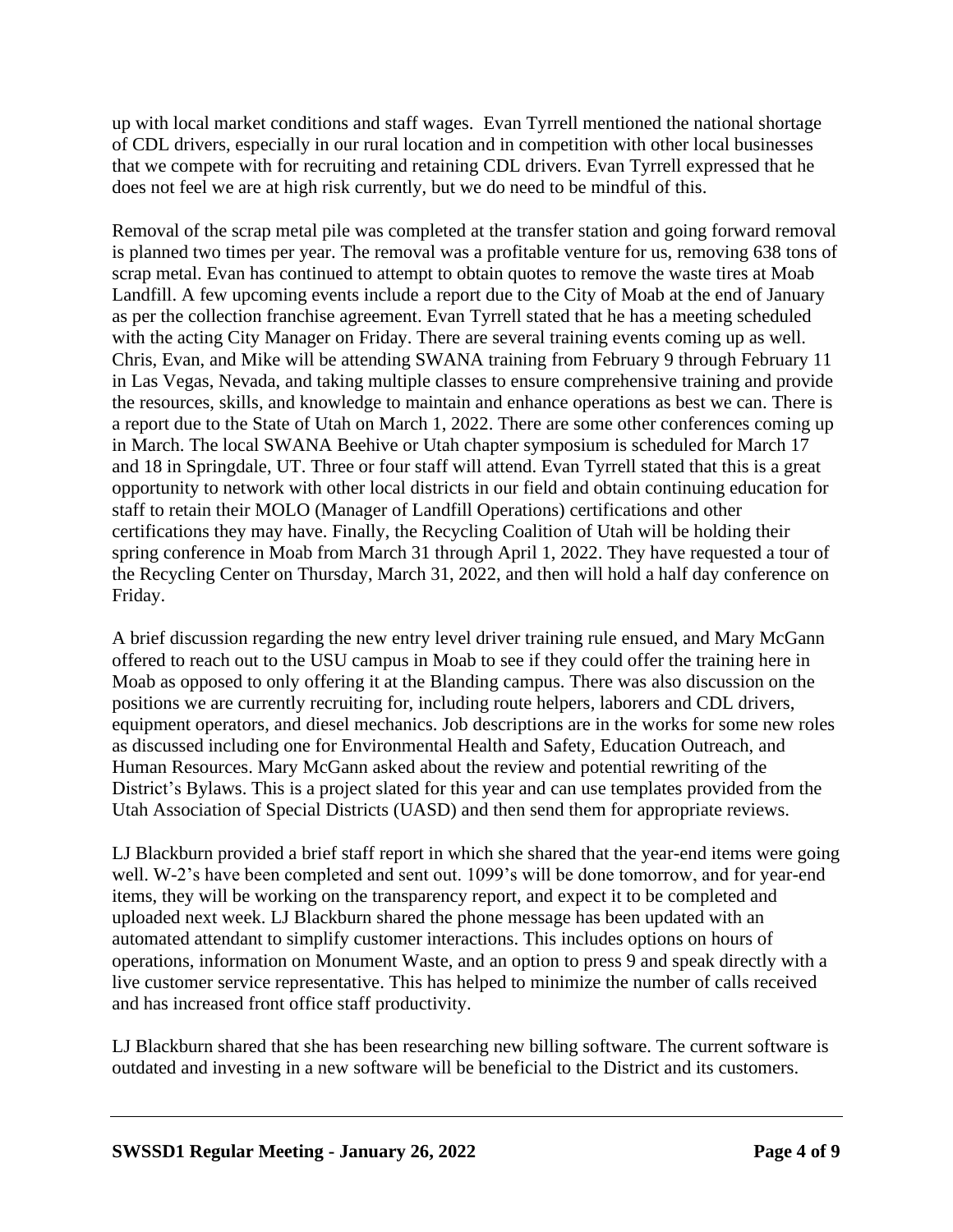up with local market conditions and staff wages. Evan Tyrrell mentioned the national shortage of CDL drivers, especially in our rural location and in competition with other local businesses that we compete with for recruiting and retaining CDL drivers. Evan Tyrrell expressed that he does not feel we are at high risk currently, but we do need to be mindful of this.

Removal of the scrap metal pile was completed at the transfer station and going forward removal is planned two times per year. The removal was a profitable venture for us, removing 638 tons of scrap metal. Evan has continued to attempt to obtain quotes to remove the waste tires at Moab Landfill. A few upcoming events include a report due to the City of Moab at the end of January as per the collection franchise agreement. Evan Tyrrell stated that he has a meeting scheduled with the acting City Manager on Friday. There are several training events coming up as well. Chris, Evan, and Mike will be attending SWANA training from February 9 through February 11 in Las Vegas, Nevada, and taking multiple classes to ensure comprehensive training and provide the resources, skills, and knowledge to maintain and enhance operations as best we can. There is a report due to the State of Utah on March 1, 2022. There are some other conferences coming up in March. The local SWANA Beehive or Utah chapter symposium is scheduled for March 17 and 18 in Springdale, UT. Three or four staff will attend. Evan Tyrrell stated that this is a great opportunity to network with other local districts in our field and obtain continuing education for staff to retain their MOLO (Manager of Landfill Operations) certifications and other certifications they may have. Finally, the Recycling Coalition of Utah will be holding their spring conference in Moab from March 31 through April 1, 2022. They have requested a tour of the Recycling Center on Thursday, March 31, 2022, and then will hold a half day conference on Friday.

A brief discussion regarding the new entry level driver training rule ensued, and Mary McGann offered to reach out to the USU campus in Moab to see if they could offer the training here in Moab as opposed to only offering it at the Blanding campus. There was also discussion on the positions we are currently recruiting for, including route helpers, laborers and CDL drivers, equipment operators, and diesel mechanics. Job descriptions are in the works for some new roles as discussed including one for Environmental Health and Safety, Education Outreach, and Human Resources. Mary McGann asked about the review and potential rewriting of the District's Bylaws. This is a project slated for this year and can use templates provided from the Utah Association of Special Districts (UASD) and then send them for appropriate reviews.

LJ Blackburn provided a brief staff report in which she shared that the year-end items were going well. W-2's have been completed and sent out. 1099's will be done tomorrow, and for year-end items, they will be working on the transparency report, and expect it to be completed and uploaded next week. LJ Blackburn shared the phone message has been updated with an automated attendant to simplify customer interactions. This includes options on hours of operations, information on Monument Waste, and an option to press 9 and speak directly with a live customer service representative. This has helped to minimize the number of calls received and has increased front office staff productivity.

LJ Blackburn shared that she has been researching new billing software. The current software is outdated and investing in a new software will be beneficial to the District and its customers.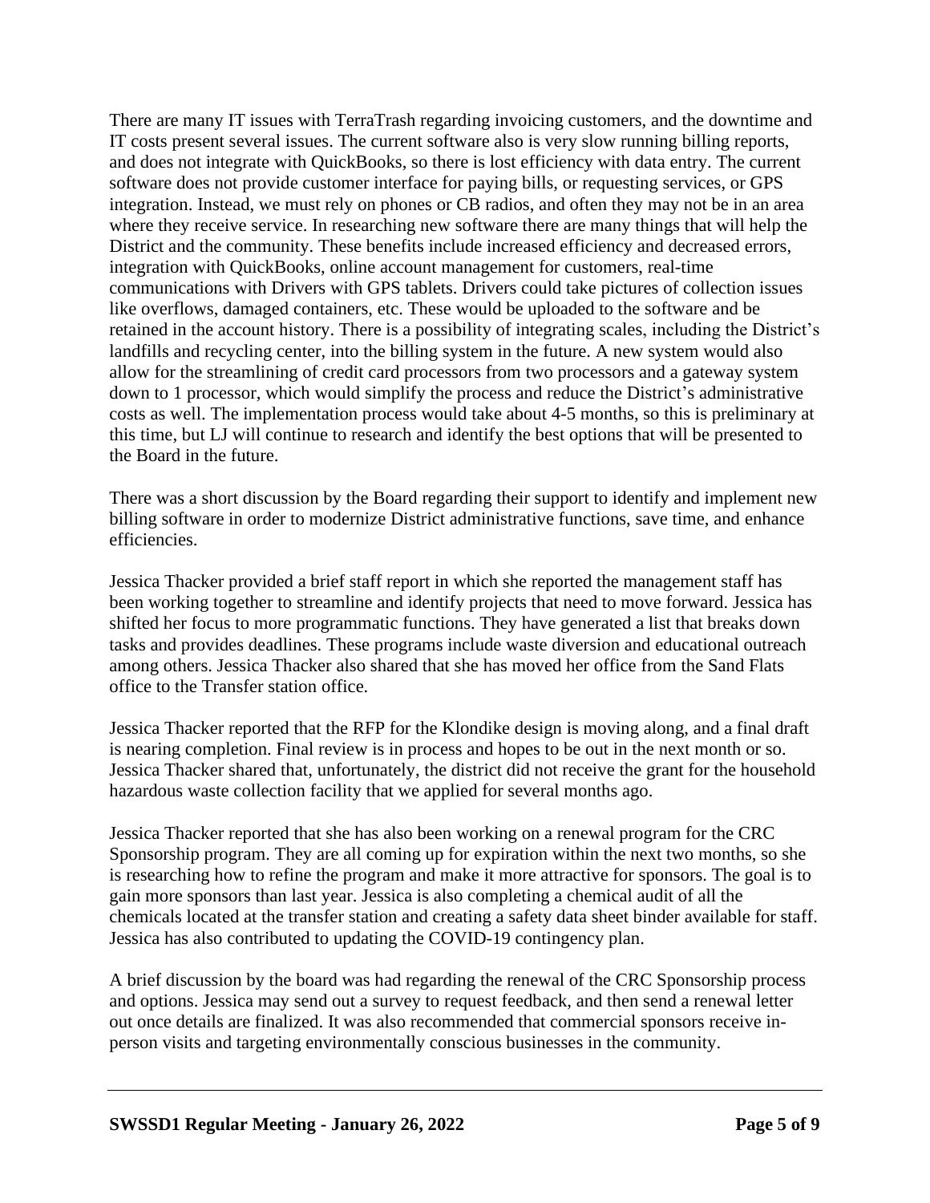There are many IT issues with TerraTrash regarding invoicing customers, and the downtime and IT costs present several issues. The current software also is very slow running billing reports, and does not integrate with QuickBooks, so there is lost efficiency with data entry. The current software does not provide customer interface for paying bills, or requesting services, or GPS integration. Instead, we must rely on phones or CB radios, and often they may not be in an area where they receive service. In researching new software there are many things that will help the District and the community. These benefits include increased efficiency and decreased errors, integration with QuickBooks, online account management for customers, real-time communications with Drivers with GPS tablets. Drivers could take pictures of collection issues like overflows, damaged containers, etc. These would be uploaded to the software and be retained in the account history. There is a possibility of integrating scales, including the District's landfills and recycling center, into the billing system in the future. A new system would also allow for the streamlining of credit card processors from two processors and a gateway system down to 1 processor, which would simplify the process and reduce the District's administrative costs as well. The implementation process would take about 4-5 months, so this is preliminary at this time, but LJ will continue to research and identify the best options that will be presented to the Board in the future.

There was a short discussion by the Board regarding their support to identify and implement new billing software in order to modernize District administrative functions, save time, and enhance efficiencies.

Jessica Thacker provided a brief staff report in which she reported the management staff has been working together to streamline and identify projects that need to move forward. Jessica has shifted her focus to more programmatic functions. They have generated a list that breaks down tasks and provides deadlines. These programs include waste diversion and educational outreach among others. Jessica Thacker also shared that she has moved her office from the Sand Flats office to the Transfer station office.

Jessica Thacker reported that the RFP for the Klondike design is moving along, and a final draft is nearing completion. Final review is in process and hopes to be out in the next month or so. Jessica Thacker shared that, unfortunately, the district did not receive the grant for the household hazardous waste collection facility that we applied for several months ago.

Jessica Thacker reported that she has also been working on a renewal program for the CRC Sponsorship program. They are all coming up for expiration within the next two months, so she is researching how to refine the program and make it more attractive for sponsors. The goal is to gain more sponsors than last year. Jessica is also completing a chemical audit of all the chemicals located at the transfer station and creating a safety data sheet binder available for staff. Jessica has also contributed to updating the COVID-19 contingency plan.

A brief discussion by the board was had regarding the renewal of the CRC Sponsorship process and options. Jessica may send out a survey to request feedback, and then send a renewal letter out once details are finalized. It was also recommended that commercial sponsors receive in-person visits and targeting environmentally conscious businesses in the community.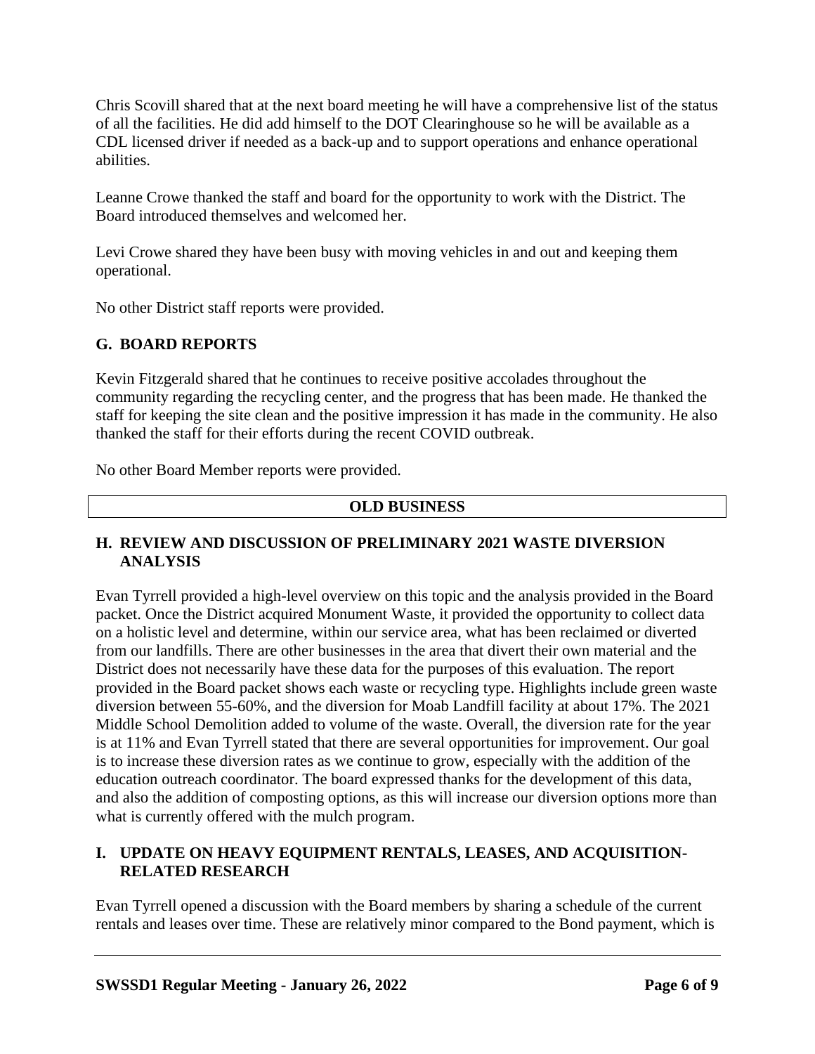Chris Scovill shared that at the next board meeting he will have a comprehensive list of the status of all the facilities. He did add himself to the DOT Clearinghouse so he will be available as a CDL licensed driver if needed as a back-up and to support operations and enhance operational abilities.

Leanne Crowe thanked the staff and board for the opportunity to work with the District. The Board introduced themselves and welcomed her.

Levi Crowe shared they have been busy with moving vehicles in and out and keeping them operational.

No other District staff reports were provided.

## G. BOARD REPORTS

Kevin Fitzgerald shared that he continues to receive positive accolades throughout the community regarding the recycling center, and the progress that has been made. He thanked the staff for keeping the site clean and the positive impression it has made in the community. He also thanked the staff for their efforts during the recent COVID outbreak.

No other Board Member reports were provided.

## OLD BUSINESS

## H. REVIEW AND DISCUSSION OF PRELIMINARY 2021 WASTE DIVERSION ANALYSIS

Evan Tyrrell provided a high-level overview on this topic and the analysis provided in the Board packet. Once the District acquired Monument Waste, it provided the opportunity to collect data on a holistic level and determine, within our service area, what has been reclaimed or diverted from our landfills. There are other businesses in the area that divert their own material and the District does not necessarily have these data for the purposes of this evaluation. The report provided in the Board packet shows each waste or recycling type. Highlights include green waste diversion between 55-60%, and the diversion for Moab Landfill facility at about 17%. The 2021 Middle School Demolition added to volume of the waste. Overall, the diversion rate for the year is at 11% and Evan Tyrrell stated that there are several opportunities for improvement. Our goal is to increase these diversion rates as we continue to grow, especially with the addition of the education outreach coordinator. The board expressed thanks for the development of this data, and also the addition of composting options, as this will increase our diversion options more than what is currently offered with the mulch program.

## I. UPDATE ON HEAVY EQUIPMENT RENTALS, LEASES, AND ACQUISITION-RELATED RESEARCH

Evan Tyrrell opened a discussion with the Board members by sharing a schedule of the current rentals and leases over time. These are relatively minor compared to the Bond payment, which is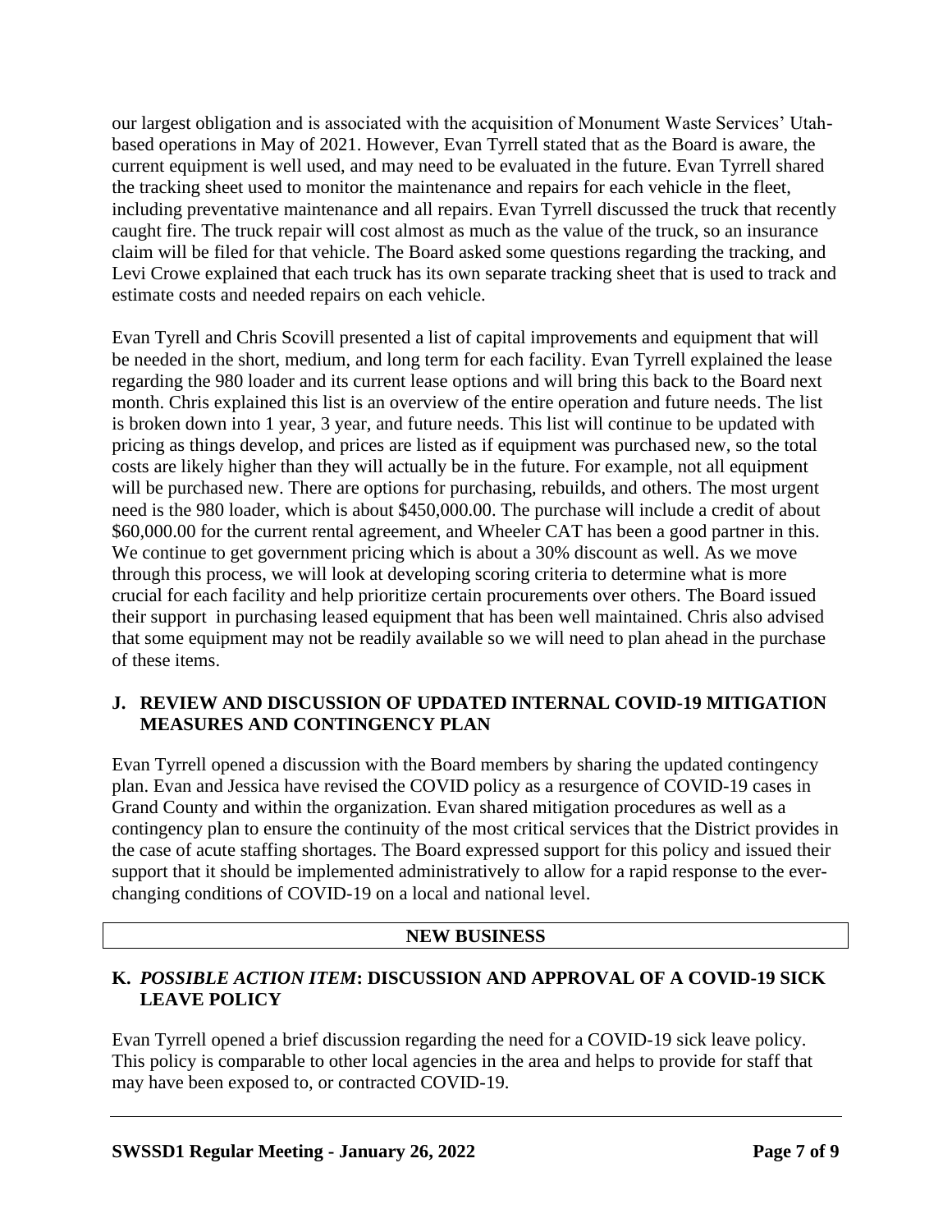our largest obligation and is associated with the acquisition of Monument Waste Services' Utah-based operations in May of 2021. However, Evan Tyrrell stated that as the Board is aware, the current equipment is well used, and may need to be evaluated in the future. Evan Tyrrell shared the tracking sheet used to monitor the maintenance and repairs for each vehicle in the fleet, including preventative maintenance and all repairs. Evan Tyrrell discussed the truck that recently caught fire. The truck repair will cost almost as much as the value of the truck, so an insurance claim will be filed for that vehicle. The Board asked some questions regarding the tracking, and Levi Crowe explained that each truck has its own separate tracking sheet that is used to track and estimate costs and needed repairs on each vehicle.

Evan Tyrell and Chris Scovill presented a list of capital improvements and equipment that will be needed in the short, medium, and long term for each facility. Evan Tyrrell explained the lease regarding the 980 loader and its current lease options and will bring this back to the Board next month. Chris explained this list is an overview of the entire operation and future needs. The list is broken down into 1 year, 3 year, and future needs. This list will continue to be updated with pricing as things develop, and prices are listed as if equipment was purchased new, so the total costs are likely higher than they will actually be in the future. For example, not all equipment will be purchased new. There are options for purchasing, rebuilds, and others. The most urgent need is the 980 loader, which is about $450,000.00. The purchase will include a credit of about $60,000.00 for the current rental agreement, and Wheeler CAT has been a good partner in this. We continue to get government pricing which is about a 30% discount as well. As we move through this process, we will look at developing scoring criteria to determine what is more crucial for each facility and help prioritize certain procurements over others. The Board issued their support  in purchasing leased equipment that has been well maintained. Chris also advised that some equipment may not be readily available so we will need to plan ahead in the purchase of these items.

## J. REVIEW AND DISCUSSION OF UPDATED INTERNAL COVID-19 MITIGATION MEASURES AND CONTINGENCY PLAN

Evan Tyrrell opened a discussion with the Board members by sharing the updated contingency plan. Evan and Jessica have revised the COVID policy as a resurgence of COVID-19 cases in Grand County and within the organization. Evan shared mitigation procedures as well as a contingency plan to ensure the continuity of the most critical services that the District provides in the case of acute staffing shortages. The Board expressed support for this policy and issued their support that it should be implemented administratively to allow for a rapid response to the ever-changing conditions of COVID-19 on a local and national level.

## NEW BUSINESS

## K. *POSSIBLE ACTION ITEM*: DISCUSSION AND APPROVAL OF A COVID-19 SICK LEAVE POLICY

Evan Tyrrell opened a brief discussion regarding the need for a COVID-19 sick leave policy. This policy is comparable to other local agencies in the area and helps to provide for staff that may have been exposed to, or contracted COVID-19.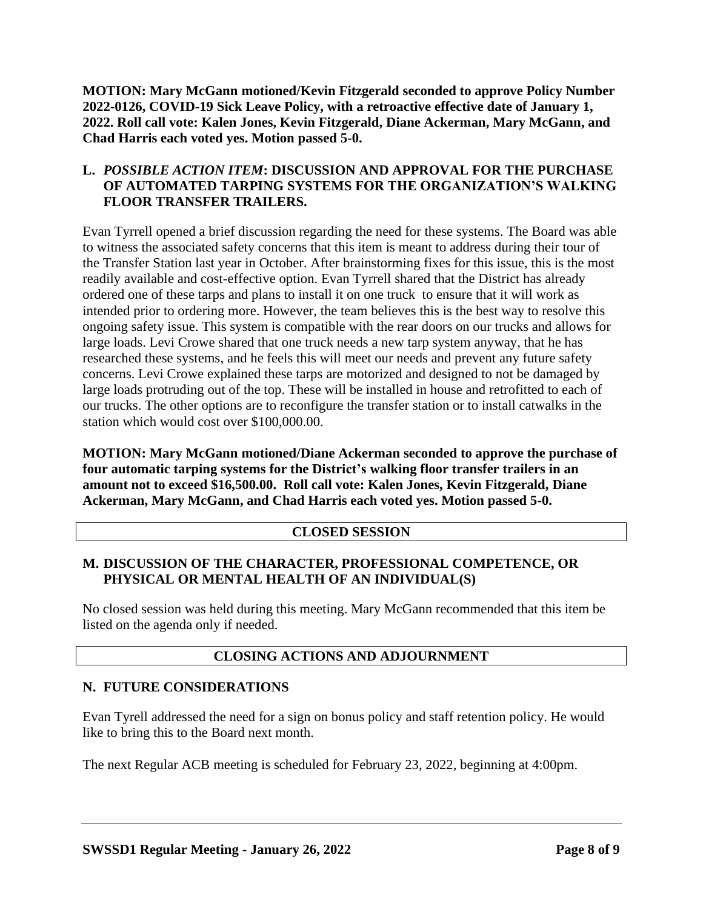**MOTION: Mary McGann motioned/Kevin Fitzgerald seconded to approve Policy Number 2022-0126, COVID-19 Sick Leave Policy, with a retroactive effective date of January 1, 2022. Roll call vote: Kalen Jones, Kevin Fitzgerald, Diane Ackerman, Mary McGann, and Chad Harris each voted yes. Motion passed 5-0.**

### L. *POSSIBLE ACTION ITEM*: DISCUSSION AND APPROVAL FOR THE PURCHASE OF AUTOMATED TARPING SYSTEMS FOR THE ORGANIZATION'S WALKING FLOOR TRANSFER TRAILERS.

Evan Tyrrell opened a brief discussion regarding the need for these systems. The Board was able to witness the associated safety concerns that this item is meant to address during their tour of the Transfer Station last year in October. After brainstorming fixes for this issue, this is the most readily available and cost-effective option. Evan Tyrrell shared that the District has already ordered one of these tarps and plans to install it on one truck to ensure that it will work as intended prior to ordering more. However, the team believes this is the best way to resolve this ongoing safety issue. This system is compatible with the rear doors on our trucks and allows for large loads. Levi Crowe shared that one truck needs a new tarp system anyway, that he has researched these systems, and he feels this will meet our needs and prevent any future safety concerns. Levi Crowe explained these tarps are motorized and designed to not be damaged by large loads protruding out of the top. These will be installed in house and retrofitted to each of our trucks. The other options are to reconfigure the transfer station or to install catwalks in the station which would cost over $100,000.00.

**MOTION: Mary McGann motioned/Diane Ackerman seconded to approve the purchase of four automatic tarping systems for the District's walking floor transfer trailers in an amount not to exceed $16,500.00. Roll call vote: Kalen Jones, Kevin Fitzgerald, Diane Ackerman, Mary McGann, and Chad Harris each voted yes. Motion passed 5-0.**

## CLOSED SESSION

### M. DISCUSSION OF THE CHARACTER, PROFESSIONAL COMPETENCE, OR PHYSICAL OR MENTAL HEALTH OF AN INDIVIDUAL(S)

No closed session was held during this meeting. Mary McGann recommended that this item be listed on the agenda only if needed.

## CLOSING ACTIONS AND ADJOURNMENT

### N. FUTURE CONSIDERATIONS

Evan Tyrell addressed the need for a sign on bonus policy and staff retention policy. He would like to bring this to the Board next month.

The next Regular ACB meeting is scheduled for February 23, 2022, beginning at 4:00pm.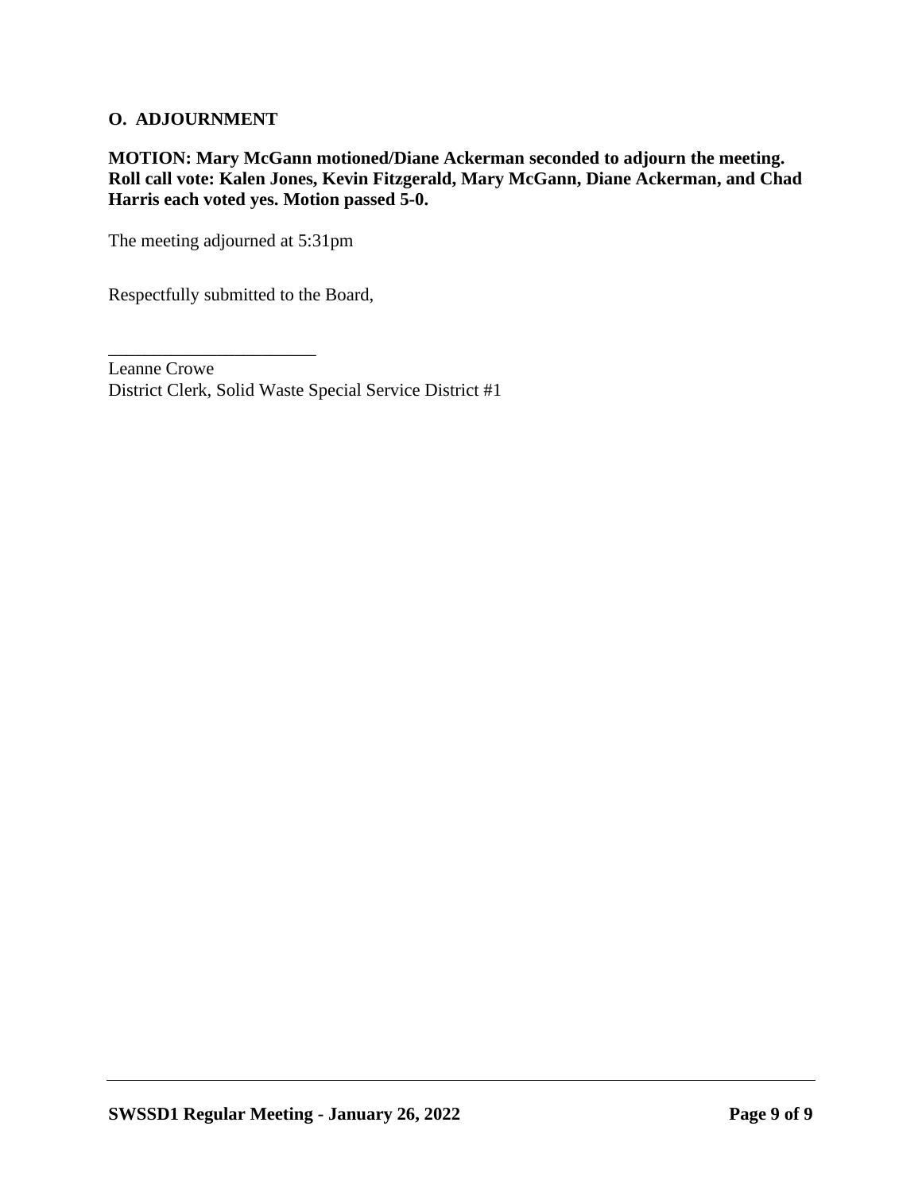**O. ADJOURNMENT**

**MOTION: Mary McGann motioned/Diane Ackerman seconded to adjourn the meeting. Roll call vote: Kalen Jones, Kevin Fitzgerald, Mary McGann, Diane Ackerman, and Chad Harris each voted yes. Motion passed 5-0.**

The meeting adjourned at 5:31pm

Respectfully submitted to the Board,

_______________________

Leanne Crowe
District Clerk, Solid Waste Special Service District #1